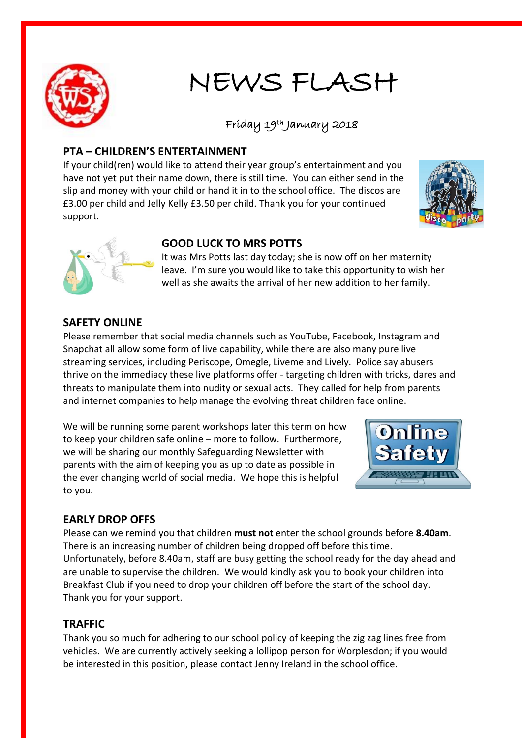# NEWS FLASH

Friday 19th January 2018

## PTA – CHILDREN'S ENTERTAINMENT

If your child(ren) would like to attend their year group's entertainment and you have not yet put their name down, there is still time. You can either send in the slip and money with your child or hand it in to the school office. The discos are £3.00 per child and Jelly Kelly £3.50 per child. Thank you for your continued support.

## GOOD LUCK TO MRS POTTS

It was Mrs Potts last day today; she is now off on her maternity leave. I'm sure you would like to take this opportunity to wish her well as she awaits the arrival of her new addition to her family.

## SAFETY ONLINE

Please remember that social media channels such as YouTube, Facebook, Instagram and Snapchat all allow some form of live capability, while there are also many pure live streaming services, including Periscope, Omegle, Liveme and Lively. Police say abusers thrive on the immediacy these live platforms offer - targeting children with tricks, dares and threats to manipulate them into nudity or sexual acts. They called for help from parents and internet companies to help manage the evolving threat children face online.

We will be running some parent workshops later this term on how to keep your children safe online – more to follow. Furthermore, we will be sharing our monthly Safeguarding Newsletter with parents with the aim of keeping you as up to date as possible in the ever changing world of social media. We hope this is helpful to you.

## EARLY DROP OFFS

Please can we remind you that children **must not** enter the school grounds before **8.40am**. There is an increasing number of children being dropped off before this time. Unfortunately, before 8.40am, staff are busy getting the school ready for the day ahead and are unable to supervise the children. We would kindly ask you to book your children into Breakfast Club if you need to drop your children off before the start of the school day. Thank you for your support.

## TRAFFIC

Thank you so much for adhering to our school policy of keeping the zig zag lines free from vehicles. We are currently actively seeking a lollipop person for Worplesdon; if you would be interested in this position, please contact Jenny Ireland in the school office.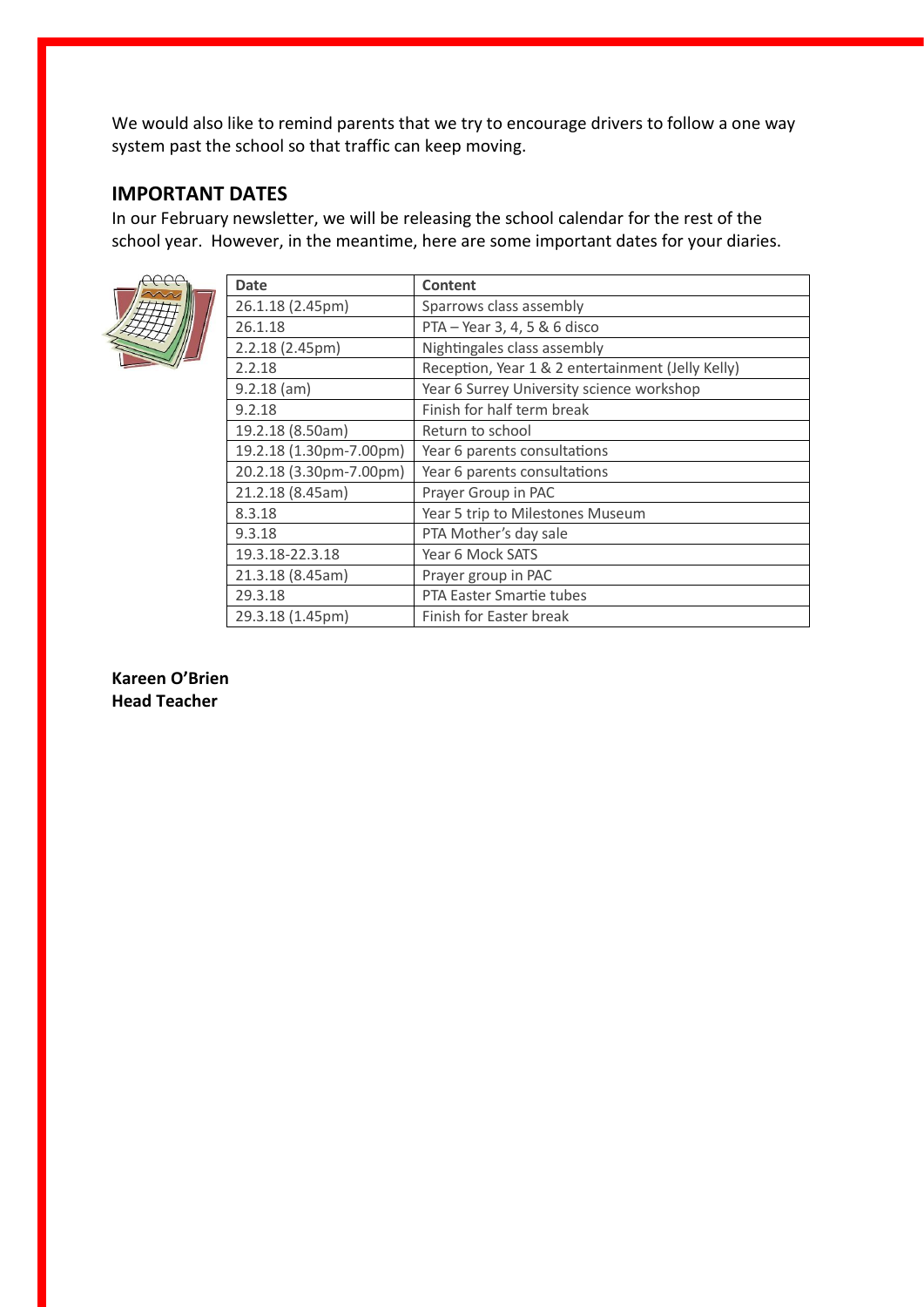We would also like to remind parents that we try to encourage drivers to follow a one way system past the school so that traffic can keep moving.

## IMPORTANT DATES

In our February newsletter, we will be releasing the school calendar for the rest of the school year.  However, in the meantime, here are some important dates for your diaries.

| Date | Content |
|---|---|
| 26.1.18 (2.45pm) | Sparrows class assembly |
| 26.1.18 | PTA – Year 3, 4, 5 & 6 disco |
| 2.2.18 (2.45pm) | Nightingales class assembly |
| 2.2.18 | Reception, Year 1 & 2 entertainment (Jelly Kelly) |
| 9.2.18 (am) | Year 6 Surrey University science workshop |
| 9.2.18 | Finish for half term break |
| 19.2.18 (8.50am) | Return to school |
| 19.2.18 (1.30pm-7.00pm) | Year 6 parents consultations |
| 20.2.18 (3.30pm-7.00pm) | Year 6 parents consultations |
| 21.2.18 (8.45am) | Prayer Group in PAC |
| 8.3.18 | Year 5 trip to Milestones Museum |
| 9.3.18 | PTA Mother's day sale |
| 19.3.18-22.3.18 | Year 6 Mock SATS |
| 21.3.18 (8.45am) | Prayer group in PAC |
| 29.3.18 | PTA Easter Smartie tubes |
| 29.3.18 (1.45pm) | Finish for Easter break |

**Kareen O'Brien**
**Head Teacher**